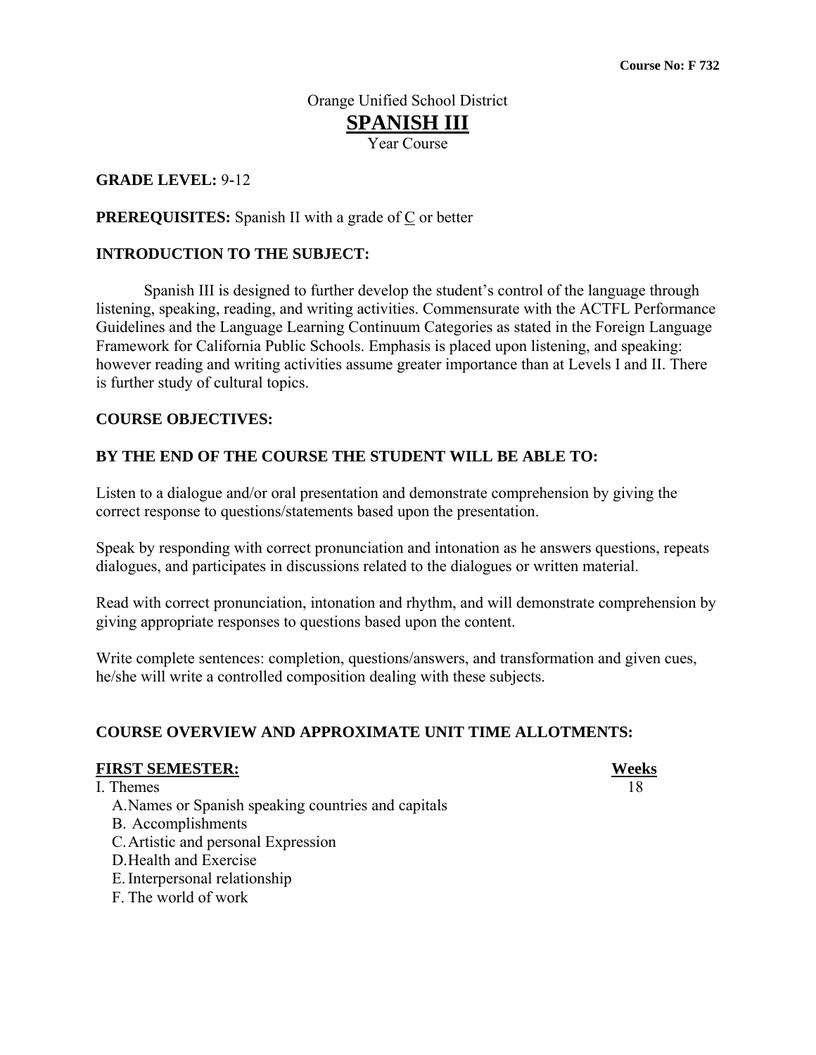**Course No: F 732**

Orange Unified School District

# SPANISH III

Year Course

**GRADE LEVEL:** 9-12

**PREREQUISITES:** Spanish II with a grade of C or better

## INTRODUCTION TO THE SUBJECT:

Spanish III is designed to further develop the student's control of the language through listening, speaking, reading, and writing activities. Commensurate with the ACTFL Performance Guidelines and the Language Learning Continuum Categories as stated in the Foreign Language Framework for California Public Schools. Emphasis is placed upon listening, and speaking: however reading and writing activities assume greater importance than at Levels I and II. There is further study of cultural topics.

## COURSE OBJECTIVES:

## BY THE END OF THE COURSE THE STUDENT WILL BE ABLE TO:

Listen to a dialogue and/or oral presentation and demonstrate comprehension by giving the correct response to questions/statements based upon the presentation.

Speak by responding with correct pronunciation and intonation as he answers questions, repeats dialogues, and participates in discussions related to the dialogues or written material.

Read with correct pronunciation, intonation and rhythm, and will demonstrate comprehension by giving appropriate responses to questions based upon the content.

Write complete sentences: completion, questions/answers, and transformation and given cues, he/she will write a controlled composition dealing with these subjects.

## COURSE OVERVIEW AND APPROXIMATE UNIT TIME ALLOTMENTS:

| **FIRST SEMESTER:** | **Weeks** |
|---|---|
| I. Themes | 18 |
| A. Names or Spanish speaking countries and capitals | |
| B. Accomplishments | |
| C. Artistic and personal Expression | |
| D. Health and Exercise | |
| E. Interpersonal relationship | |
| F. The world of work | |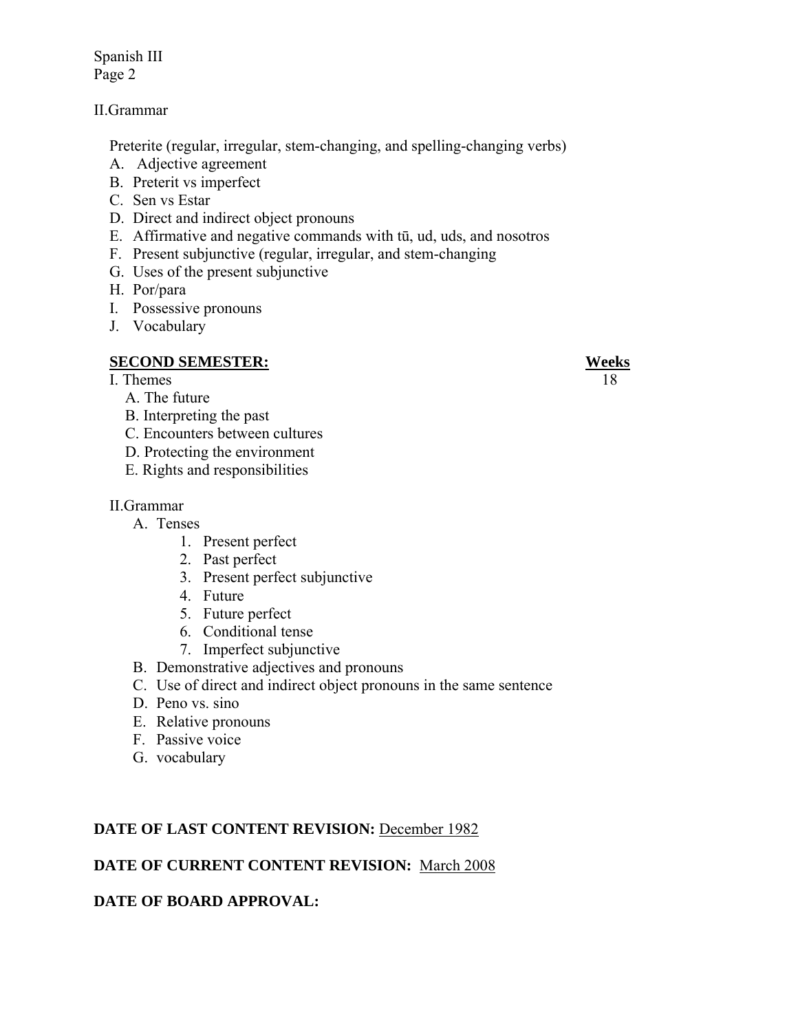II.Grammar

Preterite (regular, irregular, stem-changing, and spelling-changing verbs)

A. Adjective agreement
B. Preterit vs imperfect
C. Sen vs Estar
D. Direct and indirect object pronouns
E. Affirmative and negative commands with tū, ud, uds, and nosotros
F. Present subjunctive (regular, irregular, and stem-changing
G. Uses of the present subjunctive
H. Por/para
I. Possessive pronouns
J. Vocabulary

**SECOND SEMESTER:** **Weeks**

I. Themes 18

A. The future
B. Interpreting the past
C. Encounters between cultures
D. Protecting the environment
E. Rights and responsibilities

II.Grammar

A. Tenses
   1. Present perfect
   2. Past perfect
   3. Present perfect subjunctive
   4. Future
   5. Future perfect
   6. Conditional tense
   7. Imperfect subjunctive
B. Demonstrative adjectives and pronouns
C. Use of direct and indirect object pronouns in the same sentence
D. Peno vs. sino
E. Relative pronouns
F. Passive voice
G. vocabulary

**DATE OF LAST CONTENT REVISION:** December 1982

**DATE OF CURRENT CONTENT REVISION:** March 2008

**DATE OF BOARD APPROVAL:**